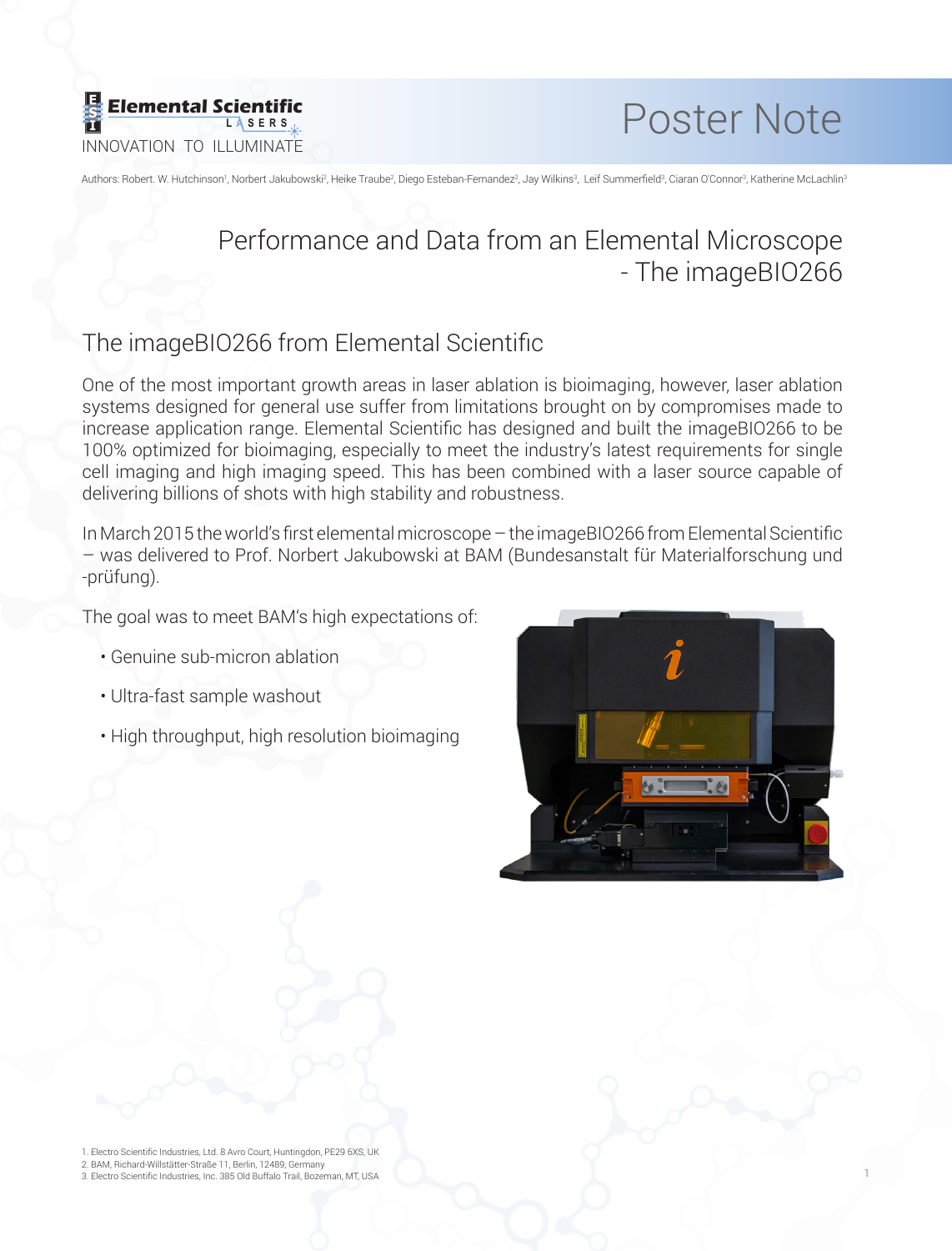Elemental Scientific LASERS

INNOVATION TO ILLUMINATE

# Poster Note

Authors: Robert. W. Hutchinson[1], Norbert Jakubowski[2], Heike Traube[2], Diego Esteban-Fernandez[2], Jay Wilkins[3], Leif Summerfield[3], Ciaran O'Connor[3], Katherine McLachlin[3]

# Performance and Data from an Elemental Microscope - The imageBIO266

## The imageBIO266 from Elemental Scientific

One of the most important growth areas in laser ablation is bioimaging, however, laser ablation systems designed for general use suffer from limitations brought on by compromises made to increase application range. Elemental Scientific has designed and built the imageBIO266 to be 100% optimized for bioimaging, especially to meet the industry's latest requirements for single cell imaging and high imaging speed. This has been combined with a laser source capable of delivering billions of shots with high stability and robustness.

In March 2015 the world's first elemental microscope – the imageBIO266 from Elemental Scientific – was delivered to Prof. Norbert Jakubowski at BAM (Bundesanstalt für Materialforschung und -prüfung).

The goal was to meet BAM's high expectations of:

- Genuine sub-micron ablation
- Ultra-fast sample washout
- High throughput, high resolution bioimaging

1. Electro Scientific Industries, Ltd. 8 Avro Court, Huntingdon, PE29 6XS, UK
2. BAM, Richard-Willstätter-Straße 11, Berlin, 12489, Germany
3. Electro Scientific Industries, Inc. 385 Old Buffalo Trail, Bozeman, MT, USA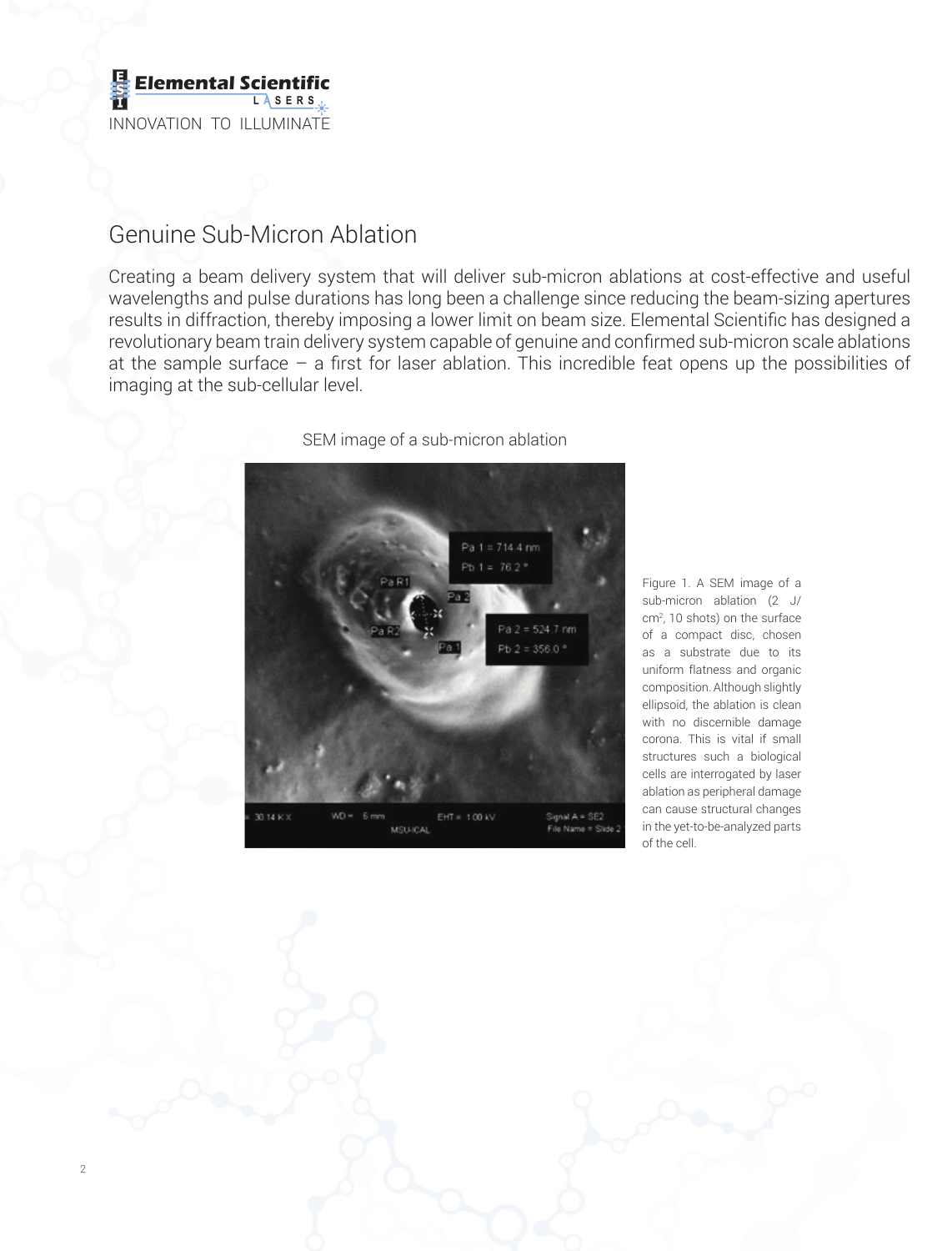## Genuine Sub-Micron Ablation

Creating a beam delivery system that will deliver sub-micron ablations at cost-effective and useful wavelengths and pulse durations has long been a challenge since reducing the beam-sizing apertures results in diffraction, thereby imposing a lower limit on beam size. Elemental Scientific has designed a revolutionary beam train delivery system capable of genuine and confirmed sub-micron scale ablations at the sample surface – a first for laser ablation. This incredible feat opens up the possibilities of imaging at the sub-cellular level.

SEM image of a sub-micron ablation

Figure 1. A SEM image of a sub-micron ablation (2 J/cm$^2$, 10 shots) on the surface of a compact disc, chosen as a substrate due to its uniform flatness and organic composition. Although slightly ellipsoid, the ablation is clean with no discernible damage corona. This is vital if small structures such a biological cells are interrogated by laser ablation as peripheral damage can cause structural changes in the yet-to-be-analyzed parts of the cell.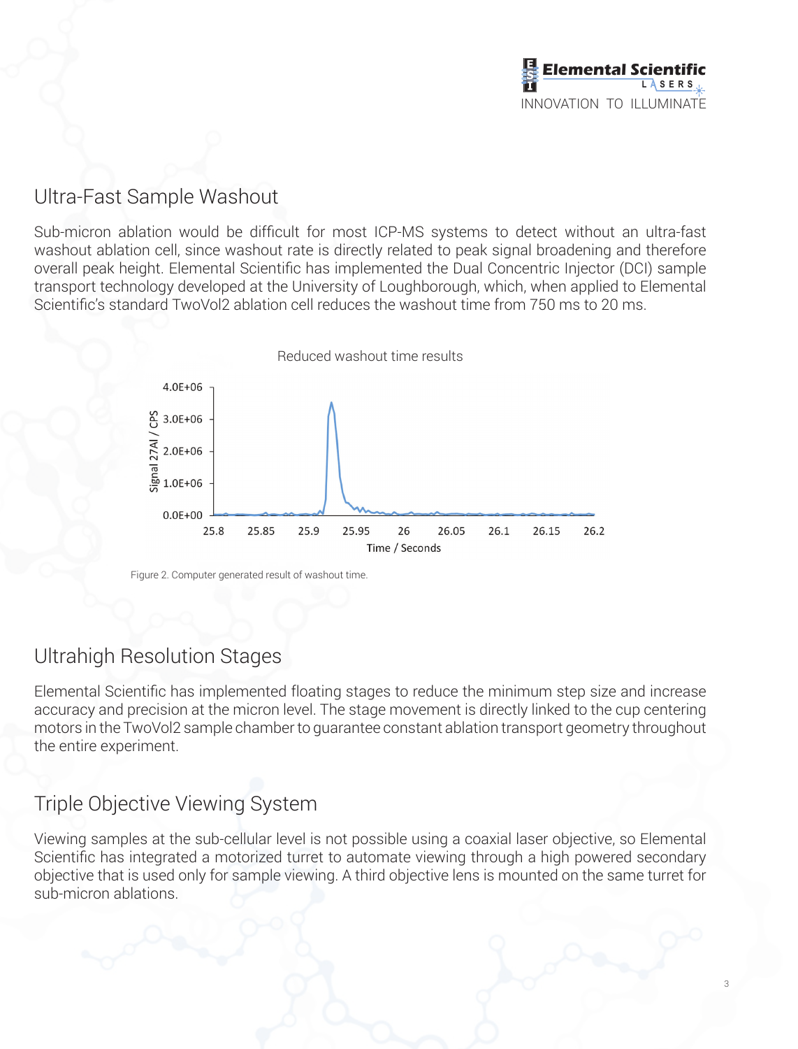## Ultra-Fast Sample Washout

Sub-micron ablation would be difficult for most ICP-MS systems to detect without an ultra-fast washout ablation cell, since washout rate is directly related to peak signal broadening and therefore overall peak height. Elemental Scientific has implemented the Dual Concentric Injector (DCI) sample transport technology developed at the University of Loughborough, which, when applied to Elemental Scientific's standard TwoVol2 ablation cell reduces the washout time from 750 ms to 20 ms.

Figure 2. Computer generated result of washout time.

## Ultrahigh Resolution Stages

Elemental Scientific has implemented floating stages to reduce the minimum step size and increase accuracy and precision at the micron level. The stage movement is directly linked to the cup centering motors in the TwoVol2 sample chamber to guarantee constant ablation transport geometry throughout the entire experiment.

## Triple Objective Viewing System

Viewing samples at the sub-cellular level is not possible using a coaxial laser objective, so Elemental Scientific has integrated a motorized turret to automate viewing through a high powered secondary objective that is used only for sample viewing. A third objective lens is mounted on the same turret for sub-micron ablations.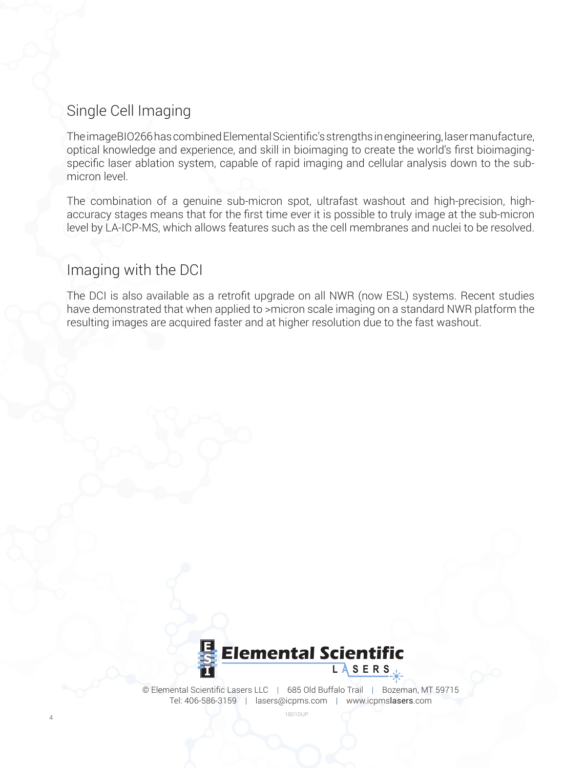## Single Cell Imaging

The imageBIO266 has combined Elemental Scientific's strengths in engineering, laser manufacture, optical knowledge and experience, and skill in bioimaging to create the world's first bioimaging-specific laser ablation system, capable of rapid imaging and cellular analysis down to the sub-micron level.

The combination of a genuine sub-micron spot, ultrafast washout and high-precision, high-accuracy stages means that for the first time ever it is possible to truly image at the sub-micron level by LA-ICP-MS, which allows features such as the cell membranes and nuclei to be resolved.

## Imaging with the DCI

The DCI is also available as a retrofit upgrade on all NWR (now ESL) systems. Recent studies have demonstrated that when applied to >micron scale imaging on a standard NWR platform the resulting images are acquired faster and at higher resolution due to the fast washout.

Elemental Scientific LASERS

© Elemental Scientific Lasers LLC | 685 Old Buffalo Trail | Bozeman, MT 59715
Tel: 406-586-3159 | lasers@icpms.com | www.icpmslasers.com

18010UP